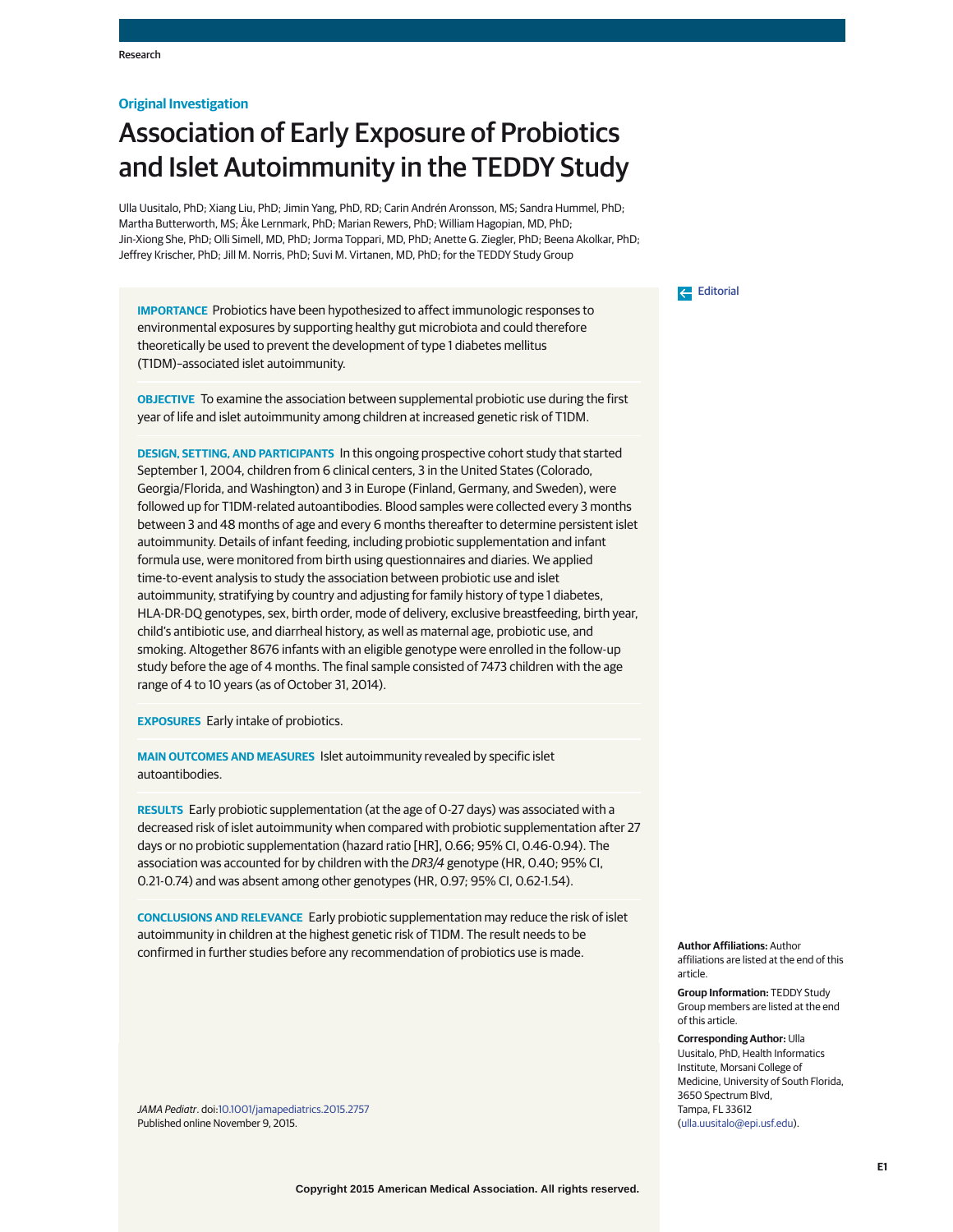Original Investigation

# Association of Early Exposure of Probiotics and Islet Autoimmunity in the TEDDY Study

Ulla Uusitalo, PhD; Xiang Liu, PhD; Jimin Yang, PhD, RD; Carin Andrén Aronsson, MS; Sandra Hummel, PhD; Martha Butterworth, MS; Åke Lernmark, PhD; Marian Rewers, PhD; William Hagopian, MD, PhD; Jin-Xiong She, PhD; Olli Simell, MD, PhD; Jorma Toppari, MD, PhD; Anette G. Ziegler, PhD; Beena Akolkar, PhD; Jeffrey Krischer, PhD; Jill M. Norris, PhD; Suvi M. Virtanen, MD, PhD; for the TEDDY Study Group

Editorial

**IMPORTANCE** Probiotics have been hypothesized to affect immunologic responses to environmental exposures by supporting healthy gut microbiota and could therefore theoretically be used to prevent the development of type 1 diabetes mellitus (T1DM)–associated islet autoimmunity.

**OBJECTIVE** To examine the association between supplemental probiotic use during the first year of life and islet autoimmunity among children at increased genetic risk of T1DM.

**DESIGN, SETTING, AND PARTICIPANTS** In this ongoing prospective cohort study that started September 1, 2004, children from 6 clinical centers, 3 in the United States (Colorado, Georgia/Florida, and Washington) and 3 in Europe (Finland, Germany, and Sweden), were followed up for T1DM-related autoantibodies. Blood samples were collected every 3 months between 3 and 48 months of age and every 6 months thereafter to determine persistent islet autoimmunity. Details of infant feeding, including probiotic supplementation and infant formula use, were monitored from birth using questionnaires and diaries. We applied time-to-event analysis to study the association between probiotic use and islet autoimmunity, stratifying by country and adjusting for family history of type 1 diabetes, HLA-DR-DQ genotypes, sex, birth order, mode of delivery, exclusive breastfeeding, birth year, child's antibiotic use, and diarrheal history, as well as maternal age, probiotic use, and smoking. Altogether 8676 infants with an eligible genotype were enrolled in the follow-up study before the age of 4 months. The final sample consisted of 7473 children with the age range of 4 to 10 years (as of October 31, 2014).

**EXPOSURES** Early intake of probiotics.

**MAIN OUTCOMES AND MEASURES** Islet autoimmunity revealed by specific islet autoantibodies.

**RESULTS** Early probiotic supplementation (at the age of 0-27 days) was associated with a decreased risk of islet autoimmunity when compared with probiotic supplementation after 27 days or no probiotic supplementation (hazard ratio [HR], 0.66; 95% CI, 0.46-0.94). The association was accounted for by children with the *DR3/4* genotype (HR, 0.40; 95% CI, 0.21-0.74) and was absent among other genotypes (HR, 0.97; 95% CI, 0.62-1.54).

**CONCLUSIONS AND RELEVANCE** Early probiotic supplementation may reduce the risk of islet autoimmunity in children at the highest genetic risk of T1DM. The result needs to be confirmed in further studies before any recommendation of probiotics use is made.

*JAMA Pediatr*. doi:10.1001/jamapediatrics.2015.2757
Published online November 9, 2015.

**Author Affiliations:** Author affiliations are listed at the end of this article.

**Group Information:** TEDDY Study Group members are listed at the end of this article.

**Corresponding Author:** Ulla Uusitalo, PhD, Health Informatics Institute, Morsani College of Medicine, University of South Florida, 3650 Spectrum Blvd, Tampa, FL 33612 (ulla.uusitalo@epi.usf.edu).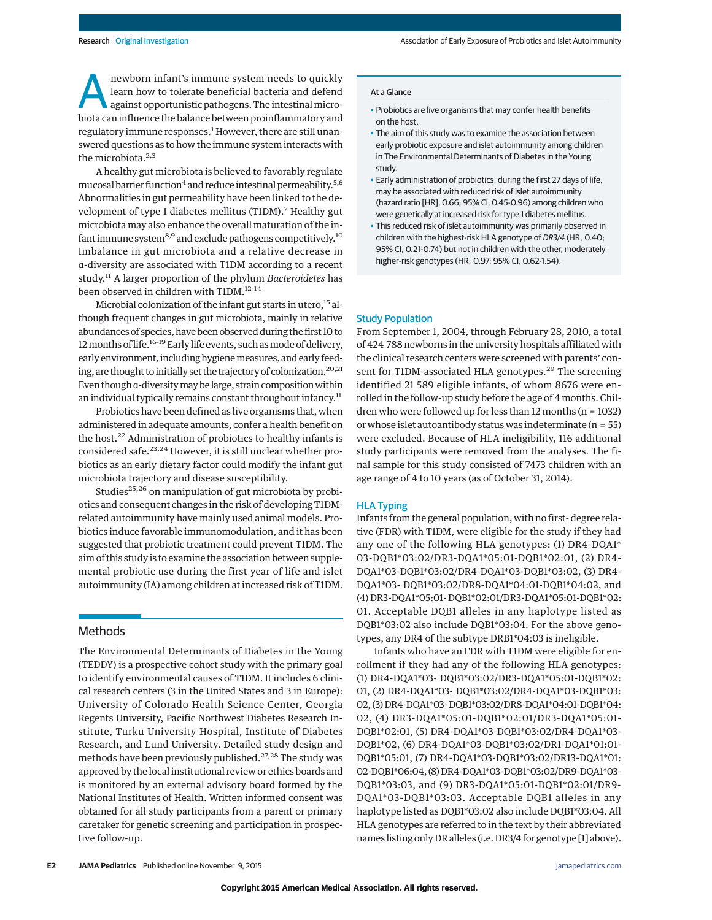A newborn infant's immune system needs to quickly learn how to tolerate beneficial bacteria and defend against opportunistic pathogens. The intestinal microbiota can influence the balance between proinflammatory and regulatory immune responses.[1] However, there are still unanswered questions as to how the immune system interacts with the microbiota.[2,3]

A healthy gut microbiota is believed to favorably regulate mucosal barrier function[4] and reduce intestinal permeability.[5,6] Abnormalities in gut permeability have been linked to the development of type 1 diabetes mellitus (T1DM).[7] Healthy gut microbiota may also enhance the overall maturation of the infant immune system[8,9] and exclude pathogens competitively.[10] Imbalance in gut microbiota and a relative decrease in α-diversity are associated with T1DM according to a recent study.[11] A larger proportion of the phylum *Bacteroidetes* has been observed in children with T1DM.[12-14]

Microbial colonization of the infant gut starts in utero,[15] although frequent changes in gut microbiota, mainly in relative abundances of species, have been observed during the first 10 to 12 months of life.[16-19] Early life events, such as mode of delivery, early environment, including hygiene measures, and early feeding, are thought to initially set the trajectory of colonization.[20,21] Even though α-diversity may be large, strain composition within an individual typically remains constant throughout infancy.[11]

Probiotics have been defined as live organisms that, when administered in adequate amounts, confer a health benefit on the host.[22] Administration of probiotics to healthy infants is considered safe.[23,24] However, it is still unclear whether probiotics as an early dietary factor could modify the infant gut microbiota trajectory and disease susceptibility.

Studies[25,26] on manipulation of gut microbiota by probiotics and consequent changes in the risk of developing T1DM-related autoimmunity have mainly used animal models. Probiotics induce favorable immunomodulation, and it has been suggested that probiotic treatment could prevent T1DM. The aim of this study is to examine the association between supplemental probiotic use during the first year of life and islet autoimmunity (IA) among children at increased risk of T1DM.

> **At a Glance**
>
> - Probiotics are live organisms that may confer health benefits on the host.
> - The aim of this study was to examine the association between early probiotic exposure and islet autoimmunity among children in The Environmental Determinants of Diabetes in the Young study.
> - Early administration of probiotics, during the first 27 days of life, may be associated with reduced risk of islet autoimmunity (hazard ratio [HR], 0.66; 95% CI, 0.45-0.96) among children who were genetically at increased risk for type 1 diabetes mellitus.
> - This reduced risk of islet autoimmunity was primarily observed in children with the highest-risk HLA genotype of *DR3/4* (HR, 0.40; 95% CI, 0.21-0.74) but not in children with the other, moderately higher-risk genotypes (HR, 0.97; 95% CI, 0.62-1.54).

## Methods

The Environmental Determinants of Diabetes in the Young (TEDDY) is a prospective cohort study with the primary goal to identify environmental causes of T1DM. It includes 6 clinical research centers (3 in the United States and 3 in Europe): University of Colorado Health Science Center, Georgia Regents University, Pacific Northwest Diabetes Research Institute, Turku University Hospital, Institute of Diabetes Research, and Lund University. Detailed study design and methods have been previously published.[27,28] The study was approved by the local institutional review or ethics boards and is monitored by an external advisory board formed by the National Institutes of Health. Written informed consent was obtained for all study participants from a parent or primary caretaker for genetic screening and participation in prospective follow-up.

### Study Population

From September 1, 2004, through February 28, 2010, a total of 424 788 newborns in the university hospitals affiliated with the clinical research centers were screened with parents' consent for T1DM-associated HLA genotypes.[29] The screening identified 21 589 eligible infants, of whom 8676 were enrolled in the follow-up study before the age of 4 months. Children who were followed up for less than 12 months (n = 1032) or whose islet autoantibody status was indeterminate (n = 55) were excluded. Because of HLA ineligibility, 116 additional study participants were removed from the analyses. The final sample for this study consisted of 7473 children with an age range of 4 to 10 years (as of October 31, 2014).

### HLA Typing

Infants from the general population, with no first-degree relative (FDR) with T1DM, were eligible for the study if they had any one of the following HLA genotypes: (1) DR4-DQA1*03-DQB1*03:02/DR3-DQA1*05:01-DQB1*02:01, (2) DR4-DQA1*03-DQB1*03:02/DR4-DQA1*03-DQB1*03:02, (3) DR4-DQA1*03- DQB1*03:02/DR8-DQA1*04:01-DQB1*04:02, and (4) DR3-DQA1*05:01- DQB1*02:01/DR3-DQA1*05:01-DQB1*02:01. Acceptable DQB1 alleles in any haplotype listed as DQB1*03:02 also include DQB1*03:04. For the above genotypes, any DR4 of the subtype DRB1*04:03 is ineligible.

Infants who have an FDR with T1DM were eligible for enrollment if they had any of the following HLA genotypes: (1) DR4-DQA1*03- DQB1*03:02/DR3-DQA1*05:01-DQB1*02:01, (2) DR4-DQA1*03- DQB1*03:02/DR4-DQA1*03-DQB1*03:02, (3) DR4-DQA1*03- DQB1*03:02/DR8-DQA1*04:01-DQB1*04:02, (4) DR3-DQA1*05:01-DQB1*02:01/DR3-DQA1*05:01-DQB1*02:01, (5) DR4-DQA1*03-DQB1*03:02/DR4-DQA1*03-DQB1*02, (6) DR4-DQA1*03-DQB1*03:02/DR1-DQA1*01:01-DQB1*05:01, (7) DR4-DQA1*03-DQB1*03:02/DR13-DQA1*01:02-DQB1*06:04, (8) DR4-DQA1*03-DQB1*03:02/DR9-DQA1*03-DQB1*03:03, and (9) DR3-DQA1*05:01-DQB1*02:01/DR9-DQA1*03-DQB1*03:03. Acceptable DQB1 alleles in any haplotype listed as DQB1*03:02 also include DQB1*03:04. All HLA genotypes are referred to in the text by their abbreviated names listing only DR alleles (i.e. DR3/4 for genotype [1] above).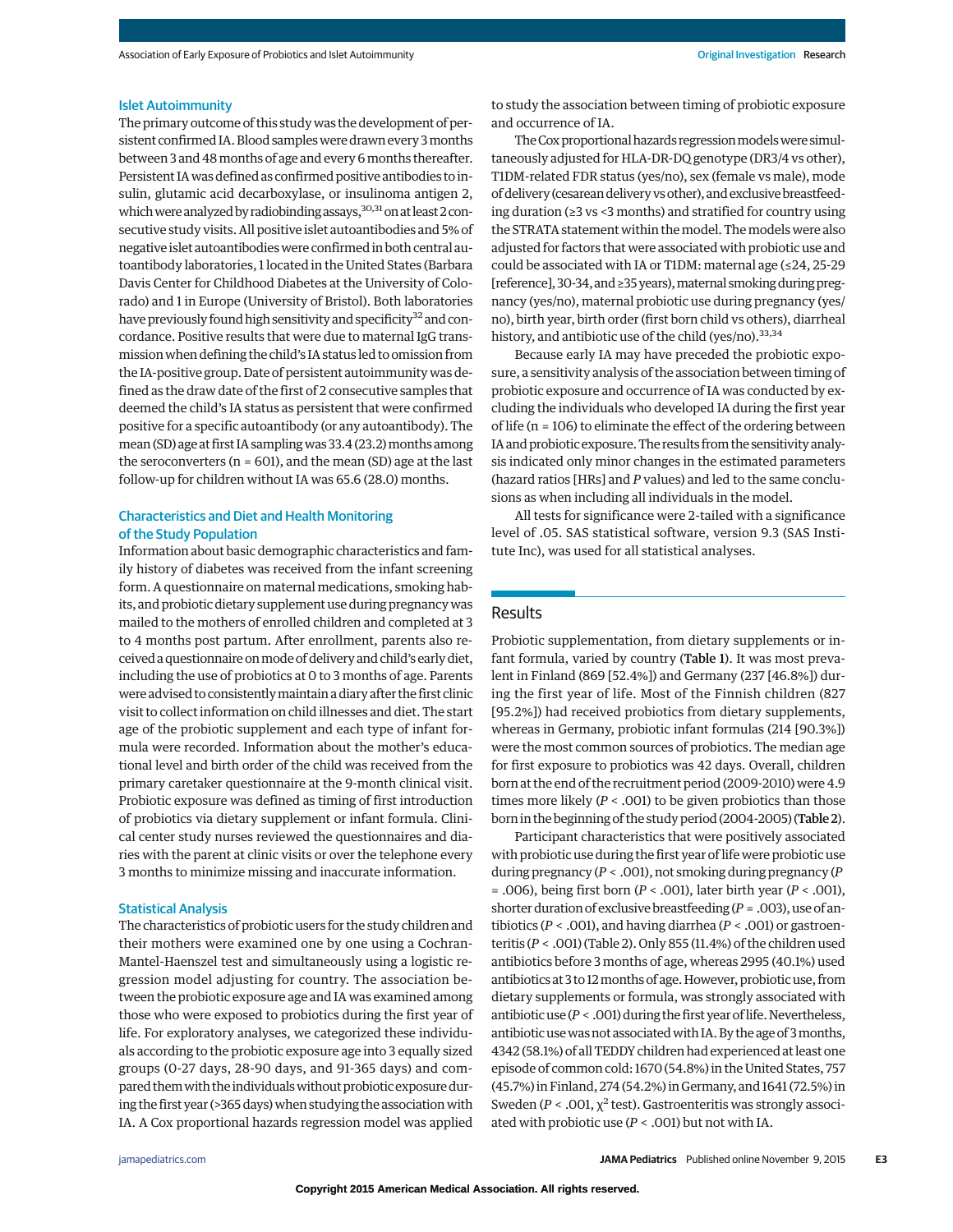### Islet Autoimmunity

The primary outcome of this study was the development of persistent confirmed IA. Blood samples were drawn every 3 months between 3 and 48 months of age and every 6 months thereafter. Persistent IA was defined as confirmed positive antibodies to insulin, glutamic acid decarboxylase, or insulinoma antigen 2, which were analyzed by radiobinding assays,[30,31] on at least 2 consecutive study visits. All positive islet autoantibodies and 5% of negative islet autoantibodies were confirmed in both central autoantibody laboratories, 1 located in the United States (Barbara Davis Center for Childhood Diabetes at the University of Colorado) and 1 in Europe (University of Bristol). Both laboratories have previously found high sensitivity and specificity[32] and concordance. Positive results that were due to maternal IgG transmission when defining the child's IA status led to omission from the IA-positive group. Date of persistent autoimmunity was defined as the draw date of the first of 2 consecutive samples that deemed the child's IA status as persistent that were confirmed positive for a specific autoantibody (or any autoantibody). The mean (SD) age at first IA sampling was 33.4 (23.2) months among the seroconverters (n = 601), and the mean (SD) age at the last follow-up for children without IA was 65.6 (28.0) months.

### Characteristics and Diet and Health Monitoring of the Study Population

Information about basic demographic characteristics and family history of diabetes was received from the infant screening form. A questionnaire on maternal medications, smoking habits, and probiotic dietary supplement use during pregnancy was mailed to the mothers of enrolled children and completed at 3 to 4 months post partum. After enrollment, parents also received a questionnaire on mode of delivery and child's early diet, including the use of probiotics at 0 to 3 months of age. Parents were advised to consistently maintain a diary after the first clinic visit to collect information on child illnesses and diet. The start age of the probiotic supplement and each type of infant formula were recorded. Information about the mother's educational level and birth order of the child was received from the primary caretaker questionnaire at the 9-month clinical visit. Probiotic exposure was defined as timing of first introduction of probiotics via dietary supplement or infant formula. Clinical center study nurses reviewed the questionnaires and diaries with the parent at clinic visits or over the telephone every 3 months to minimize missing and inaccurate information.

### Statistical Analysis

The characteristics of probiotic users for the study children and their mothers were examined one by one using a Cochran-Mantel-Haenszel test and simultaneously using a logistic regression model adjusting for country. The association between the probiotic exposure age and IA was examined among those who were exposed to probiotics during the first year of life. For exploratory analyses, we categorized these individuals according to the probiotic exposure age into 3 equally sized groups (0-27 days, 28-90 days, and 91-365 days) and compared them with the individuals without probiotic exposure during the first year (>365 days) when studying the association with IA. A Cox proportional hazards regression model was applied to study the association between timing of probiotic exposure and occurrence of IA.

The Cox proportional hazards regression models were simultaneously adjusted for HLA-DR-DQ genotype (DR3/4 vs other), T1DM-related FDR status (yes/no), sex (female vs male), mode of delivery (cesarean delivery vs other), and exclusive breastfeeding duration (≥3 vs <3 months) and stratified for country using the STRATA statement within the model. The models were also adjusted for factors that were associated with probiotic use and could be associated with IA or T1DM: maternal age (≤24, 25-29 [reference], 30-34, and ≥35 years), maternal smoking during pregnancy (yes/no), maternal probiotic use during pregnancy (yes/no), birth year, birth order (first born child vs others), diarrheal history, and antibiotic use of the child (yes/no).[33,34]

Because early IA may have preceded the probiotic exposure, a sensitivity analysis of the association between timing of probiotic exposure and occurrence of IA was conducted by excluding the individuals who developed IA during the first year of life (n = 106) to eliminate the effect of the ordering between IA and probiotic exposure. The results from the sensitivity analysis indicated only minor changes in the estimated parameters (hazard ratios [HRs] and *P* values) and led to the same conclusions as when including all individuals in the model.

All tests for significance were 2-tailed with a significance level of .05. SAS statistical software, version 9.3 (SAS Institute Inc), was used for all statistical analyses.

## Results

Probiotic supplementation, from dietary supplements or infant formula, varied by country (Table 1). It was most prevalent in Finland (869 [52.4%]) and Germany (237 [46.8%]) during the first year of life. Most of the Finnish children (827 [95.2%]) had received probiotics from dietary supplements, whereas in Germany, probiotic infant formulas (214 [90.3%]) were the most common sources of probiotics. The median age for first exposure to probiotics was 42 days. Overall, children born at the end of the recruitment period (2009-2010) were 4.9 times more likely ($P < .001$) to be given probiotics than those born in the beginning of the study period (2004-2005) (Table 2).

Participant characteristics that were positively associated with probiotic use during the first year of life were probiotic use during pregnancy ($P < .001$), not smoking during pregnancy ($P = .006$), being first born ($P < .001$), later birth year ($P < .001$), shorter duration of exclusive breastfeeding ($P = .003$), use of antibiotics ($P < .001$), and having diarrhea ($P < .001$) or gastroenteritis ($P < .001$) (Table 2). Only 855 (11.4%) of the children used antibiotics before 3 months of age, whereas 2995 (40.1%) used antibiotics at 3 to 12 months of age. However, probiotic use, from dietary supplements or formula, was strongly associated with antibiotic use ($P < .001$) during the first year of life. Nevertheless, antibiotic use was not associated with IA. By the age of 3 months, 4342 (58.1%) of all TEDDY children had experienced at least one episode of common cold: 1670 (54.8%) in the United States, 757 (45.7%) in Finland, 274 (54.2%) in Germany, and 1641 (72.5%) in Sweden ($P < .001$, $\chi^2$ test). Gastroenteritis was strongly associated with probiotic use ($P < .001$) but not with IA.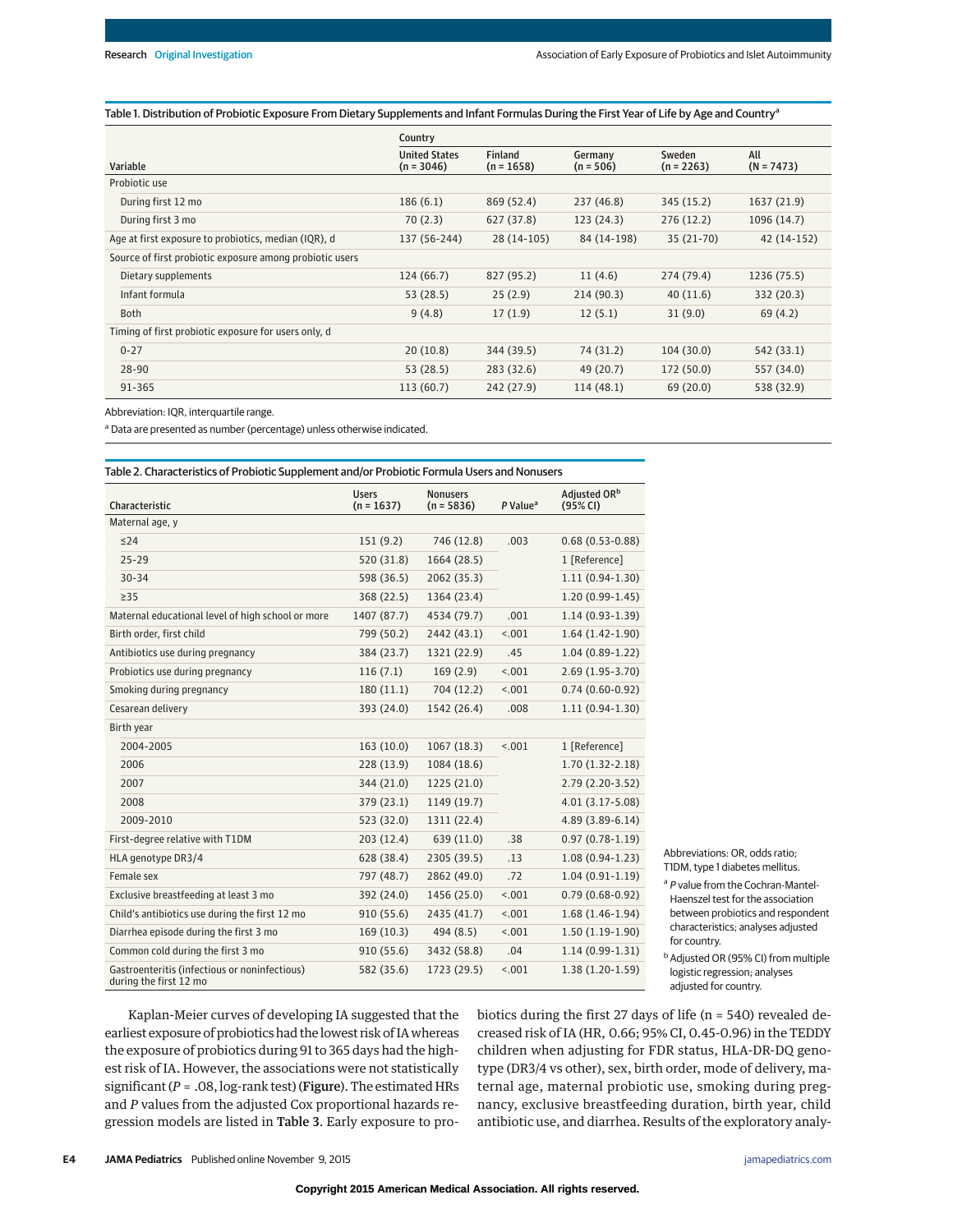Table 1. Distribution of Probiotic Exposure From Dietary Supplements and Infant Formulas During the First Year of Life by Age and Country[a]

| Variable | United States (n = 3046) | Finland (n = 1658) | Germany (n = 506) | Sweden (n = 2263) | All (N = 7473) |
|---|---|---|---|---|---|
| Probiotic use | | | | | |
| During first 12 mo | 186 (6.1) | 869 (52.4) | 237 (46.8) | 345 (15.2) | 1637 (21.9) |
| During first 3 mo | 70 (2.3) | 627 (37.8) | 123 (24.3) | 276 (12.2) | 1096 (14.7) |
| Age at first exposure to probiotics, median (IQR), d | 137 (56-244) | 28 (14-105) | 84 (14-198) | 35 (21-70) | 42 (14-152) |
| Source of first probiotic exposure among probiotic users | | | | | |
| Dietary supplements | 124 (66.7) | 827 (95.2) | 11 (4.6) | 274 (79.4) | 1236 (75.5) |
| Infant formula | 53 (28.5) | 25 (2.9) | 214 (90.3) | 40 (11.6) | 332 (20.3) |
| Both | 9 (4.8) | 17 (1.9) | 12 (5.1) | 31 (9.0) | 69 (4.2) |
| Timing of first probiotic exposure for users only, d | | | | | |
| 0-27 | 20 (10.8) | 344 (39.5) | 74 (31.2) | 104 (30.0) | 542 (33.1) |
| 28-90 | 53 (28.5) | 283 (32.6) | 49 (20.7) | 172 (50.0) | 557 (34.0) |
| 91-365 | 113 (60.7) | 242 (27.9) | 114 (48.1) | 69 (20.0) | 538 (32.9) |

Abbreviation: IQR, interquartile range.

[a] Data are presented as number (percentage) unless otherwise indicated.

Table 2. Characteristics of Probiotic Supplement and/or Probiotic Formula Users and Nonusers

| Characteristic | Users (n = 1637) | Nonusers (n = 5836) | *P* Value[a] | Adjusted OR[b] (95% CI) |
|---|---|---|---|---|
| Maternal age, y | | | | |
| ≤24 | 151 (9.2) | 746 (12.8) | .003 | 0.68 (0.53-0.88) |
| 25-29 | 520 (31.8) | 1664 (28.5) | | 1 [Reference] |
| 30-34 | 598 (36.5) | 2062 (35.3) | | 1.11 (0.94-1.30) |
| ≥35 | 368 (22.5) | 1364 (23.4) | | 1.20 (0.99-1.45) |
| Maternal educational level of high school or more | 1407 (87.7) | 4534 (79.7) | .001 | 1.14 (0.93-1.39) |
| Birth order, first child | 799 (50.2) | 2442 (43.1) | <.001 | 1.64 (1.42-1.90) |
| Antibiotics use during pregnancy | 384 (23.7) | 1321 (22.9) | .45 | 1.04 (0.89-1.22) |
| Probiotics use during pregnancy | 116 (7.1) | 169 (2.9) | <.001 | 2.69 (1.95-3.70) |
| Smoking during pregnancy | 180 (11.1) | 704 (12.2) | <.001 | 0.74 (0.60-0.92) |
| Cesarean delivery | 393 (24.0) | 1542 (26.4) | .008 | 1.11 (0.94-1.30) |
| Birth year | | | | |
| 2004-2005 | 163 (10.0) | 1067 (18.3) | <.001 | 1 [Reference] |
| 2006 | 228 (13.9) | 1084 (18.6) | | 1.70 (1.32-2.18) |
| 2007 | 344 (21.0) | 1225 (21.0) | | 2.79 (2.20-3.52) |
| 2008 | 379 (23.1) | 1149 (19.7) | | 4.01 (3.17-5.08) |
| 2009-2010 | 523 (32.0) | 1311 (22.4) | | 4.89 (3.89-6.14) |
| First-degree relative with T1DM | 203 (12.4) | 639 (11.0) | .38 | 0.97 (0.78-1.19) |
| HLA genotype DR3/4 | 628 (38.4) | 2305 (39.5) | .13 | 1.08 (0.94-1.23) |
| Female sex | 797 (48.7) | 2862 (49.0) | .72 | 1.04 (0.91-1.19) |
| Exclusive breastfeeding at least 3 mo | 392 (24.0) | 1456 (25.0) | <.001 | 0.79 (0.68-0.92) |
| Child's antibiotics use during the first 12 mo | 910 (55.6) | 2435 (41.7) | <.001 | 1.68 (1.46-1.94) |
| Diarrhea episode during the first 3 mo | 169 (10.3) | 494 (8.5) | <.001 | 1.50 (1.19-1.90) |
| Common cold during the first 3 mo | 910 (55.6) | 3432 (58.8) | .04 | 1.14 (0.99-1.31) |
| Gastroenteritis (infectious or noninfectious) during the first 12 mo | 582 (35.6) | 1723 (29.5) | <.001 | 1.38 (1.20-1.59) |

Abbreviations: OR, odds ratio; T1DM, type 1 diabetes mellitus.

[a] *P* value from the Cochran-Mantel-Haenszel test for the association between probiotics and respondent characteristics; analyses adjusted for country.

[b] Adjusted OR (95% CI) from multiple logistic regression; analyses adjusted for country.

Kaplan-Meier curves of developing IA suggested that the earliest exposure of probiotics had the lowest risk of IA whereas the exposure of probiotics during 91 to 365 days had the highest risk of IA. However, the associations were not statistically significant ($P$ = .08, log-rank test) (Figure). The estimated HRs and $P$ values from the adjusted Cox proportional hazards regression models are listed in Table 3. Early exposure to probiotics during the first 27 days of life (n = 540) revealed decreased risk of IA (HR, 0.66; 95% CI, 0.45-0.96) in the TEDDY children when adjusting for FDR status, HLA-DR-DQ genotype (DR3/4 vs other), sex, birth order, mode of delivery, maternal age, maternal probiotic use, smoking during pregnancy, exclusive breastfeeding duration, birth year, child antibiotic use, and diarrhea. Results of the exploratory analy-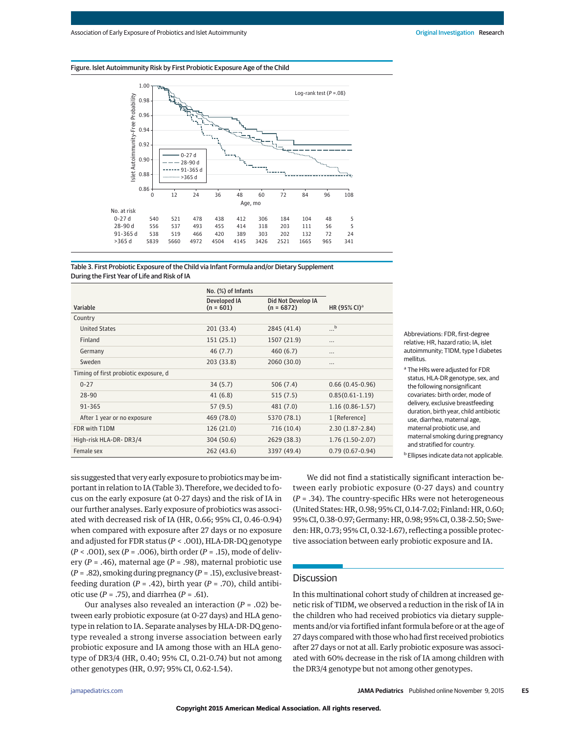Figure. Islet Autoimmunity Risk by First Probiotic Exposure Age of the Child

Log-rank test ($P$ = .08)

Islet Autoimmunity-Free Probability

Age, mo

| No. at risk | 0 | 12 | 24 | 36 | 48 | 60 | 72 | 84 | 96 | 108 |
|---|---|---|---|---|---|---|---|---|---|---|
| 0-27 d | 540 | 521 | 478 | 438 | 412 | 306 | 184 | 104 | 48 | 5 |
| 28-90 d | 556 | 537 | 493 | 455 | 414 | 318 | 203 | 111 | 56 | 5 |
| 91-365 d | 538 | 519 | 466 | 420 | 389 | 303 | 202 | 132 | 72 | 24 |
| >365 d | 5839 | 5660 | 4972 | 4504 | 4145 | 3426 | 2521 | 1665 | 965 | 341 |

Table 3. First Probiotic Exposure of the Child via Infant Formula and/or Dietary Supplement During the First Year of Life and Risk of IA

| Variable | No. (%) of Infants: Developed IA (n = 601) | No. (%) of Infants: Did Not Develop IA (n = 6872) | HR (95% CI)[a] |
|---|---|---|---|
| Country | | | |
| United States | 201 (33.4) | 2845 (41.4) | ...[b] |
| Finland | 151 (25.1) | 1507 (21.9) | ... |
| Germany | 46 (7.7) | 460 (6.7) | ... |
| Sweden | 203 (33.8) | 2060 (30.0) | ... |
| Timing of first probiotic exposure, d | | | |
| 0-27 | 34 (5.7) | 506 (7.4) | 0.66 (0.45-0.96) |
| 28-90 | 41 (6.8) | 515 (7.5) | 0.85(0.61-1.19) |
| 91-365 | 57 (9.5) | 481 (7.0) | 1.16 (0.86-1.57) |
| After 1 year or no exposure | 469 (78.0) | 5370 (78.1) | 1 [Reference] |
| FDR with T1DM | 126 (21.0) | 716 (10.4) | 2.30 (1.87-2.84) |
| High-risk HLA-DR- DR3/4 | 304 (50.6) | 2629 (38.3) | 1.76 (1.50-2.07) |
| Female sex | 262 (43.6) | 3397 (49.4) | 0.79 (0.67-0.94) |

Abbreviations: FDR, first-degree relative; HR, hazard ratio; IA, islet autoimmunity; T1DM, type 1 diabetes mellitus.

[a] The HRs were adjusted for FDR status, HLA-DR genotype, sex, and the following nonsignificant covariates: birth order, mode of delivery, exclusive breastfeeding duration, birth year, child antibiotic use, diarrhea, maternal age, maternal probiotic use, and maternal smoking during pregnancy and stratified for country.

[b] Ellipses indicate data not applicable.

sis suggested that very early exposure to probiotics may be important in relation to IA (Table 3). Therefore, we decided to focus on the early exposure (at 0-27 days) and the risk of IA in our further analyses. Early exposure of probiotics was associated with decreased risk of IA (HR, 0.66; 95% CI, 0.46-0.94) when compared with exposure after 27 days or no exposure and adjusted for FDR status ($P$ < .001), HLA-DR-DQ genotype ($P$ < .001), sex ($P$ = .006), birth order ($P$ = .15), mode of delivery ($P$ = .46), maternal age ($P$ = .98), maternal probiotic use ($P$ = .82), smoking during pregnancy ($P$ = .15), exclusive breastfeeding duration ($P$ = .42), birth year ($P$ = .70), child antibiotic use ($P$ = .75), and diarrhea ($P$ = .61).

Our analyses also revealed an interaction ($P$ = .02) between early probiotic exposure (at 0-27 days) and HLA genotype in relation to IA. Separate analyses by HLA-DR-DQ genotype revealed a strong inverse association between early probiotic exposure and IA among those with an HLA genotype of DR3/4 (HR, 0.40; 95% CI, 0.21-0.74) but not among other genotypes (HR, 0.97; 95% CI, 0.62-1.54).

We did not find a statistically significant interaction between early probiotic exposure (0-27 days) and country ($P$ = .34). The country-specific HRs were not heterogeneous (United States: HR, 0.98; 95% CI, 0.14-7.02; Finland: HR, 0.60; 95% CI, 0.38-0.97; Germany: HR, 0.98; 95% CI, 0.38-2.50; Sweden: HR, 0.73; 95% CI, 0.32-1.67), reflecting a possible protective association between early probiotic exposure and IA.

## Discussion

In this multinational cohort study of children at increased genetic risk of T1DM, we observed a reduction in the risk of IA in the children who had received probiotics via dietary supplements and/or via fortified infant formula before or at the age of 27 days compared with those who had first received probiotics after 27 days or not at all. Early probiotic exposure was associated with 60% decrease in the risk of IA among children with the DR3/4 genotype but not among other genotypes.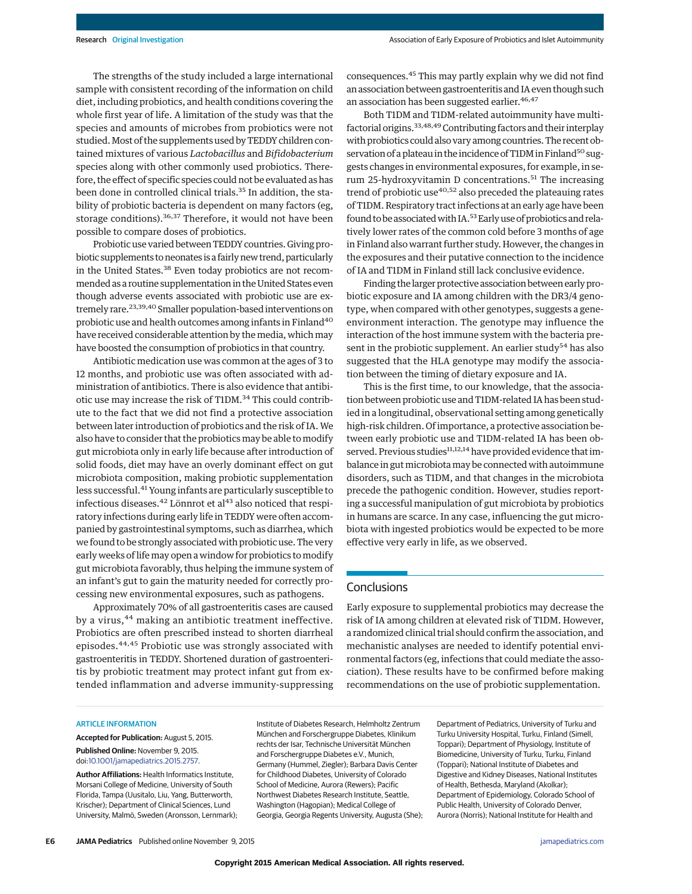The strengths of the study included a large international sample with consistent recording of the information on child diet, including probiotics, and health conditions covering the whole first year of life. A limitation of the study was that the species and amounts of microbes from probiotics were not studied. Most of the supplements used by TEDDY children contained mixtures of various *Lactobacillus* and *Bifidobacterium* species along with other commonly used probiotics. Therefore, the effect of specific species could not be evaluated as has been done in controlled clinical trials.[35] In addition, the stability of probiotic bacteria is dependent on many factors (eg, storage conditions).[36,37] Therefore, it would not have been possible to compare doses of probiotics.

Probiotic use varied between TEDDY countries. Giving probiotic supplements to neonates is a fairly new trend, particularly in the United States.[38] Even today probiotics are not recommended as a routine supplementation in the United States even though adverse events associated with probiotic use are extremely rare.[23,39,40] Smaller population-based interventions on probiotic use and health outcomes among infants in Finland[40] have received considerable attention by the media, which may have boosted the consumption of probiotics in that country.

Antibiotic medication use was common at the ages of 3 to 12 months, and probiotic use was often associated with administration of antibiotics. There is also evidence that antibiotic use may increase the risk of T1DM.[34] This could contribute to the fact that we did not find a protective association between later introduction of probiotics and the risk of IA. We also have to consider that the probiotics may be able to modify gut microbiota only in early life because after introduction of solid foods, diet may have an overly dominant effect on gut microbiota composition, making probiotic supplementation less successful.[41] Young infants are particularly susceptible to infectious diseases.[42] Lönnrot et al[43] also noticed that respiratory infections during early life in TEDDY were often accompanied by gastrointestinal symptoms, such as diarrhea, which we found to be strongly associated with probiotic use. The very early weeks of life may open a window for probiotics to modify gut microbiota favorably, thus helping the immune system of an infant's gut to gain the maturity needed for correctly processing new environmental exposures, such as pathogens.

Approximately 70% of all gastroenteritis cases are caused by a virus,[44] making an antibiotic treatment ineffective. Probiotics are often prescribed instead to shorten diarrheal episodes.[44,45] Probiotic use was strongly associated with gastroenteritis in TEDDY. Shortened duration of gastroenteritis by probiotic treatment may protect infant gut from extended inflammation and adverse immunity-suppressing consequences.[45] This may partly explain why we did not find an association between gastroenteritis and IA even though such an association has been suggested earlier.[46,47]

Both T1DM and T1DM-related autoimmunity have multifactorial origins.[33,48,49] Contributing factors and their interplay with probiotics could also vary among countries. The recent observation of a plateau in the incidence of T1DM in Finland[50] suggests changes in environmental exposures, for example, in serum 25-hydroxyvitamin D concentrations.[51] The increasing trend of probiotic use[40,52] also preceded the plateauing rates of T1DM. Respiratory tract infections at an early age have been found to be associated with IA.[53] Early use of probiotics and relatively lower rates of the common cold before 3 months of age in Finland also warrant further study. However, the changes in the exposures and their putative connection to the incidence of IA and T1DM in Finland still lack conclusive evidence.

Finding the larger protective association between early probiotic exposure and IA among children with the DR3/4 genotype, when compared with other genotypes, suggests a gene-environment interaction. The genotype may influence the interaction of the host immune system with the bacteria present in the probiotic supplement. An earlier study[54] has also suggested that the HLA genotype may modify the association between the timing of dietary exposure and IA.

This is the first time, to our knowledge, that the association between probiotic use and T1DM-related IA has been studied in a longitudinal, observational setting among genetically high-risk children. Of importance, a protective association between early probiotic use and T1DM-related IA has been observed. Previous studies[11,12,14] have provided evidence that imbalance in gut microbiota may be connected with autoimmune disorders, such as T1DM, and that changes in the microbiota precede the pathogenic condition. However, studies reporting a successful manipulation of gut microbiota by probiotics in humans are scarce. In any case, influencing the gut microbiota with ingested probiotics would be expected to be more effective very early in life, as we observed.

## Conclusions

Early exposure to supplemental probiotics may decrease the risk of IA among children at elevated risk of T1DM. However, a randomized clinical trial should confirm the association, and mechanistic analyses are needed to identify potential environmental factors (eg, infections that could mediate the association). These results have to be confirmed before making recommendations on the use of probiotic supplementation.

ARTICLE INFORMATION

**Accepted for Publication:** August 5, 2015.

**Published Online:** November 9, 2015. doi:10.1001/jamapediatrics.2015.2757.

**Author Affiliations:** Health Informatics Institute, Morsani College of Medicine, University of South Florida, Tampa (Uusitalo, Liu, Yang, Butterworth, Krischer); Department of Clinical Sciences, Lund University, Malmö, Sweden (Aronsson, Lernmark); Institute of Diabetes Research, Helmholtz Zentrum München and Forschergruppe Diabetes, Klinikum rechts der Isar, Technische Universität München and Forschergruppe Diabetes e.V., Munich, Germany (Hummel, Ziegler); Barbara Davis Center for Childhood Diabetes, University of Colorado School of Medicine, Aurora (Rewers); Pacific Northwest Diabetes Research Institute, Seattle, Washington (Hagopian); Medical College of Georgia, Georgia Regents University, Augusta (She); Department of Pediatrics, University of Turku and Turku University Hospital, Turku, Finland (Simell, Toppari); Department of Physiology, Institute of Biomedicine, University of Turku, Turku, Finland (Toppari); National Institute of Diabetes and Digestive and Kidney Diseases, National Institutes of Health, Bethesda, Maryland (Akolkar); Department of Epidemiology, Colorado School of Public Health, University of Colorado Denver, Aurora (Norris); National Institute for Health and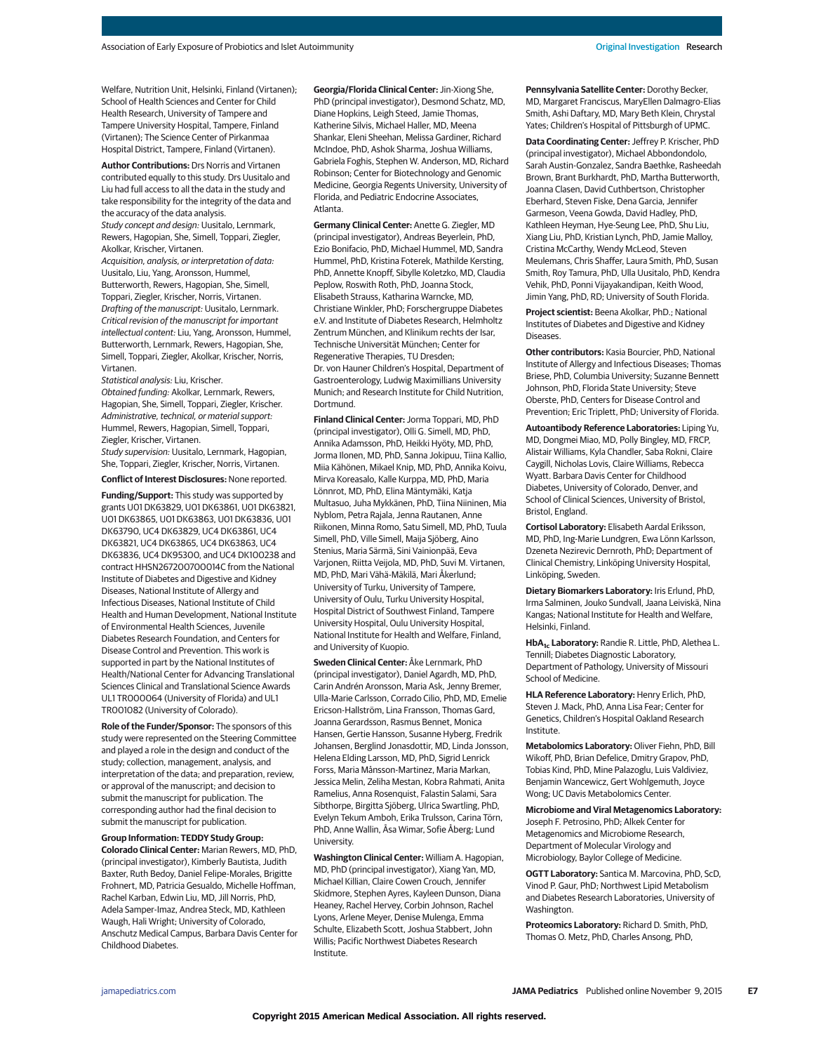Welfare, Nutrition Unit, Helsinki, Finland (Virtanen); School of Health Sciences and Center for Child Health Research, University of Tampere and Tampere University Hospital, Tampere, Finland (Virtanen); The Science Center of Pirkanmaa Hospital District, Tampere, Finland (Virtanen).

**Author Contributions:** Drs Norris and Virtanen contributed equally to this study. Drs Uusitalo and Liu had full access to all the data in the study and take responsibility for the integrity of the data and the accuracy of the data analysis.
*Study concept and design:* Uusitalo, Lernmark, Rewers, Hagopian, She, Simell, Toppari, Ziegler, Akolkar, Krischer, Virtanen.
*Acquisition, analysis, or interpretation of data:* Uusitalo, Liu, Yang, Aronsson, Hummel, Butterworth, Rewers, Hagopian, She, Simell, Toppari, Ziegler, Krischer, Norris, Virtanen.
*Drafting of the manuscript:* Uusitalo, Lernmark.
*Critical revision of the manuscript for important intellectual content:* Liu, Yang, Aronsson, Hummel, Butterworth, Lernmark, Rewers, Hagopian, She, Simell, Toppari, Ziegler, Akolkar, Krischer, Norris, Virtanen.
*Statistical analysis:* Liu, Krischer.
*Obtained funding:* Akolkar, Lernmark, Rewers, Hagopian, She, Simell, Toppari, Ziegler, Krischer.
*Administrative, technical, or material support:* Hummel, Rewers, Hagopian, Simell, Toppari, Ziegler, Krischer, Virtanen.
*Study supervision:* Uusitalo, Lernmark, Hagopian, She, Toppari, Ziegler, Krischer, Norris, Virtanen.

**Conflict of Interest Disclosures:** None reported.

**Funding/Support:** This study was supported by grants U01 DK63829, U01 DK63861, U01 DK63821, U01 DK63865, U01 DK63863, U01 DK63836, U01 DK63790, UC4 DK63829, UC4 DK63861, UC4 DK63821, UC4 DK63865, UC4 DK63863, UC4 DK63836, UC4 DK95300, and UC4 DK100238 and contract HHSN267200700014C from the National Institute of Diabetes and Digestive and Kidney Diseases, National Institute of Allergy and Infectious Diseases, National Institute of Child Health and Human Development, National Institute of Environmental Health Sciences, Juvenile Diabetes Research Foundation, and Centers for Disease Control and Prevention. This work is supported in part by the National Institutes of Health/National Center for Advancing Translational Sciences Clinical and Translational Science Awards UL1 TR000064 (University of Florida) and UL1 TR001082 (University of Colorado).

**Role of the Funder/Sponsor:** The sponsors of this study were represented on the Steering Committee and played a role in the design and conduct of the study; collection, management, analysis, and interpretation of the data; and preparation, review, or approval of the manuscript; and decision to submit the manuscript for publication. The corresponding author had the final decision to submit the manuscript for publication.

**Group Information: TEDDY Study Group:**
**Colorado Clinical Center:** Marian Rewers, MD, PhD, (principal investigator), Kimberly Bautista, Judith Baxter, Ruth Bedoy, Daniel Felipe-Morales, Brigitte Frohnert, MD, Patricia Gesualdo, Michelle Hoffman, Rachel Karban, Edwin Liu, MD, Jill Norris, PhD, Adela Samper-Imaz, Andrea Steck, MD, Kathleen Waugh, Hali Wright; University of Colorado, Anschutz Medical Campus, Barbara Davis Center for Childhood Diabetes.

**Georgia/Florida Clinical Center:** Jin-Xiong She, PhD (principal investigator), Desmond Schatz, MD, Diane Hopkins, Leigh Steed, Jamie Thomas, Katherine Silvis, Michael Haller, MD, Meena Shankar, Eleni Sheehan, Melissa Gardiner, Richard McIndoe, PhD, Ashok Sharma, Joshua Williams, Gabriela Foghis, Stephen W. Anderson, MD, Richard Robinson; Center for Biotechnology and Genomic Medicine, Georgia Regents University, University of Florida, and Pediatric Endocrine Associates, Atlanta.

**Germany Clinical Center:** Anette G. Ziegler, MD (principal investigator), Andreas Beyerlein, PhD, Ezio Bonifacio, PhD, Michael Hummel, MD, Sandra Hummel, PhD, Kristina Foterek, Mathilde Kersting, PhD, Annette Knopff, Sibylle Koletzko, MD, Claudia Peplow, Roswith Roth, PhD, Joanna Stock, Elisabeth Strauss, Katharina Warncke, MD, Christiane Winkler, PhD; Forschergruppe Diabetes e.V. and Institute of Diabetes Research, Helmholtz Zentrum München, and Klinikum rechts der Isar, Technische Universität München; Center for Regenerative Therapies, TU Dresden; Dr. von Hauner Children's Hospital, Department of Gastroenterology, Ludwig Maximillians University Munich; and Research Institute for Child Nutrition, Dortmund.

**Finland Clinical Center:** Jorma Toppari, MD, PhD (principal investigator), Olli G. Simell, MD, PhD, Annika Adamsson, PhD, Heikki Hyöty, MD, PhD, Jorma Ilonen, MD, PhD, Sanna Jokipuu, Tiina Kallio, Miia Kähönen, Mikael Knip, MD, PhD, Annika Koivu, Mirva Koreasalo, Kalle Kurppa, MD, PhD, Maria Lönnrot, MD, PhD, Elina Mäntymäki, Katja Multasuo, Juha Mykkänen, PhD, Tiina Niininen, Mia Nyblom, Petra Rajala, Jenna Rautanen, Anne Riikonen, Minna Romo, Satu Simell, MD, PhD, Tuula Simell, PhD, Ville Simell, Maija Sjöberg, Aino Stenius, Maria Särmä, Sini Vainionpää, Eeva Varjonen, Riitta Veijola, MD, PhD, Suvi M. Virtanen, MD, PhD, Mari Vähä-Mäkilä, Mari Åkerlund; University of Turku, University of Tampere, University of Oulu, Turku University Hospital, Hospital District of Southwest Finland, Tampere University Hospital, Oulu University Hospital, National Institute for Health and Welfare, Finland, and University of Kuopio.

**Sweden Clinical Center:** Åke Lernmark, PhD (principal investigator), Daniel Agardh, MD, PhD, Carin Andrén Aronsson, Maria Ask, Jenny Bremer, Ulla-Marie Carlsson, Corrado Cilio, PhD, MD, Emelie Ericson-Hallström, Lina Fransson, Thomas Gard, Joanna Gerardsson, Rasmus Bennet, Monica Hansen, Gertie Hansson, Susanne Hyberg, Fredrik Johansen, Berglind Jonasdottir, MD, Linda Jonsson, Helena Elding Larsson, MD, PhD, Sigrid Lenrick Forss, Maria Månsson-Martinez, Maria Markan, Jessica Melin, Zeliha Mestan, Kobra Rahmati, Anita Ramelius, Anna Rosenquist, Falastin Salami, Sara Sibthorpe, Birgitta Sjöberg, Ulrica Swartling, PhD, Evelyn Tekum Amboh, Erika Trulsson, Carina Törn, PhD, Anne Wallin, Åsa Wimar, Sofie Åberg; Lund University.

**Washington Clinical Center:** William A. Hagopian, MD, PhD (principal investigator), Xiang Yan, MD, Michael Killian, Claire Cowen Crouch, Jennifer Skidmore, Stephen Ayres, Kayleen Dunson, Diana Heaney, Rachel Hervey, Corbin Johnson, Rachel Lyons, Arlene Meyer, Denise Mulenga, Emma Schulte, Elizabeth Scott, Joshua Stabbert, John Willis; Pacific Northwest Diabetes Research Institute.

**Pennsylvania Satellite Center:** Dorothy Becker, MD, Margaret Franciscus, MaryEllen Dalmagro-Elias Smith, Ashi Daftary, MD, Mary Beth Klein, Chrystal Yates; Children's Hospital of Pittsburgh of UPMC.

**Data Coordinating Center:** Jeffrey P. Krischer, PhD (principal investigator), Michael Abbondondolo, Sarah Austin-Gonzalez, Sandra Baethke, Rasheedah Brown, Brant Burkhardt, PhD, Martha Butterworth, Joanna Clasen, David Cuthbertson, Christopher Eberhard, Steven Fiske, Dena Garcia, Jennifer Garmeson, Veena Gowda, David Hadley, PhD, Kathleen Heyman, Hye-Seung Lee, PhD, Shu Liu, Xiang Liu, PhD, Kristian Lynch, PhD, Jamie Malloy, Cristina McCarthy, Wendy McLeod, Steven Meulemans, Chris Shaffer, Laura Smith, PhD, Susan Smith, Roy Tamura, PhD, Ulla Uusitalo, PhD, Kendra Vehik, PhD, Ponni Vijayakandipan, Keith Wood, Jimin Yang, PhD, RD; University of South Florida.

**Project scientist:** Beena Akolkar, PhD.; National Institutes of Diabetes and Digestive and Kidney Diseases.

**Other contributors:** Kasia Bourcier, PhD, National Institute of Allergy and Infectious Diseases; Thomas Briese, PhD, Columbia University; Suzanne Bennett Johnson, PhD, Florida State University; Steve Oberste, PhD, Centers for Disease Control and Prevention; Eric Triplett, PhD; University of Florida.

**Autoantibody Reference Laboratories:** Liping Yu, MD, Dongmei Miao, MD, Polly Bingley, MD, FRCP, Alistair Williams, Kyla Chandler, Saba Rokni, Claire Caygill, Nicholas Lovis, Claire Williams, Rebecca Wyatt. Barbara Davis Center for Childhood Diabetes, University of Colorado, Denver, and School of Clinical Sciences, University of Bristol, Bristol, England.

**Cortisol Laboratory:** Elisabeth Aardal Eriksson, MD, PhD, Ing-Marie Lundgren, Ewa Lönn Karlsson, Dzeneta Nezirevic Dernroth, PhD; Department of Clinical Chemistry, Linköping University Hospital, Linköping, Sweden.

**Dietary Biomarkers Laboratory:** Iris Erlund, PhD, Irma Salminen, Jouko Sundvall, Jaana Leiviskä, Nina Kangas; National Institute for Health and Welfare, Helsinki, Finland.

**$HbA_{1c}$ Laboratory:** Randie R. Little, PhD, Alethea L. Tennill; Diabetes Diagnostic Laboratory, Department of Pathology, University of Missouri School of Medicine.

**HLA Reference Laboratory:** Henry Erlich, PhD, Steven J. Mack, PhD, Anna Lisa Fear; Center for Genetics, Children's Hospital Oakland Research Institute.

**Metabolomics Laboratory:** Oliver Fiehn, PhD, Bill Wikoff, PhD, Brian Defelice, Dmitry Grapov, PhD, Tobias Kind, PhD, Mine Palazoglu, Luis Valdiviez, Benjamin Wancewicz, Gert Wohlgemuth, Joyce Wong; UC Davis Metabolomics Center.

**Microbiome and Viral Metagenomics Laboratory:** Joseph F. Petrosino, PhD; Alkek Center for Metagenomics and Microbiome Research, Department of Molecular Virology and Microbiology, Baylor College of Medicine.

**OGTT Laboratory:** Santica M. Marcovina, PhD, ScD, Vinod P. Gaur, PhD; Northwest Lipid Metabolism and Diabetes Research Laboratories, University of Washington.

**Proteomics Laboratory:** Richard D. Smith, PhD, Thomas O. Metz, PhD, Charles Ansong, PhD,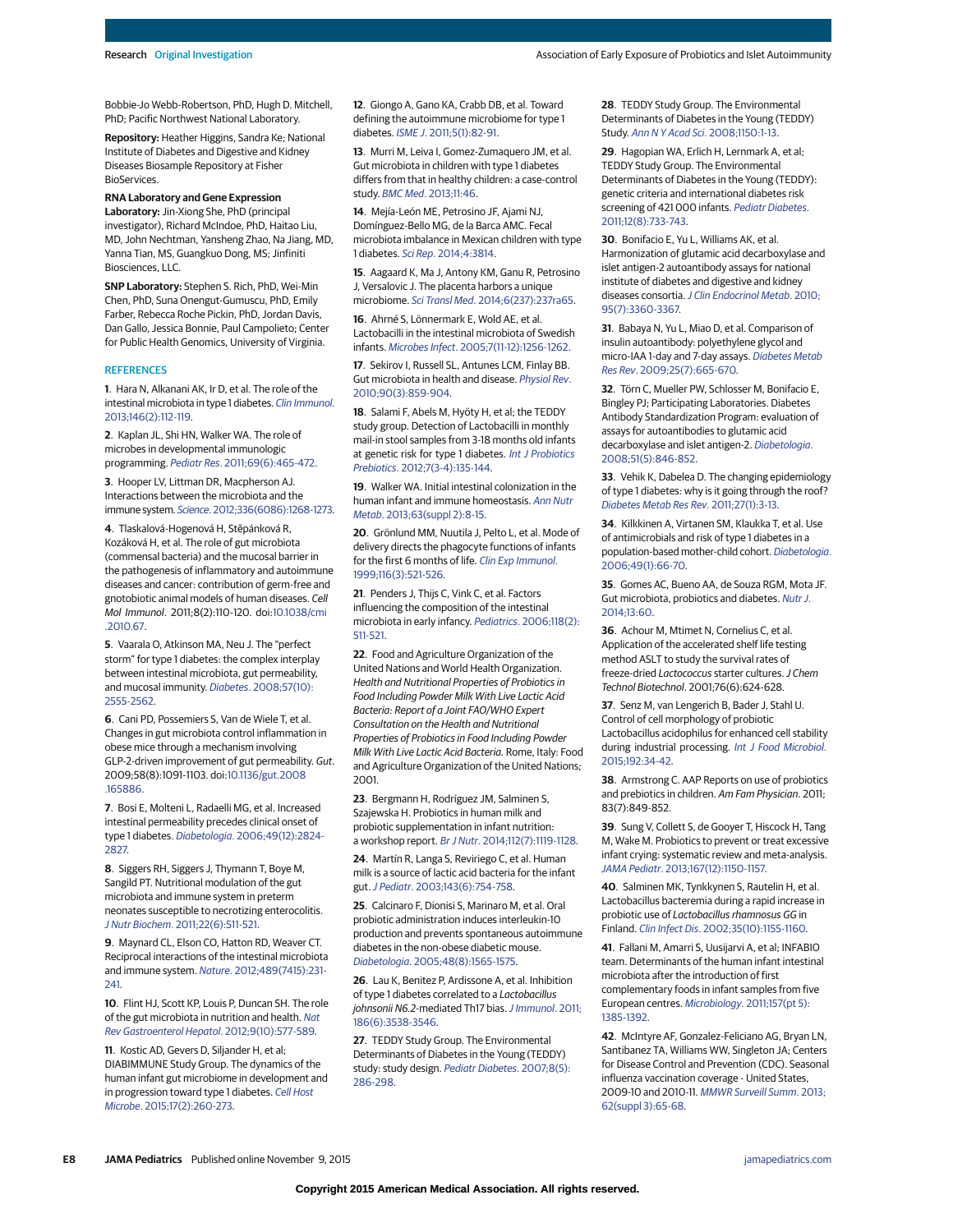Bobbie-Jo Webb-Robertson, PhD, Hugh D. Mitchell, PhD; Pacific Northwest National Laboratory.

**Repository:** Heather Higgins, Sandra Ke; National Institute of Diabetes and Digestive and Kidney Diseases Biosample Repository at Fisher BioServices.

**RNA Laboratory and Gene Expression Laboratory:** Jin-Xiong She, PhD (principal investigator), Richard McIndoe, PhD, Haitao Liu, MD, John Nechtman, Yansheng Zhao, Na Jiang, MD, Yanna Tian, MS, Guangkuo Dong, MS; Jinfiniti Biosciences, LLC.

**SNP Laboratory:** Stephen S. Rich, PhD, Wei-Min Chen, PhD, Suna Onengut-Gumuscu, PhD, Emily Farber, Rebecca Roche Pickin, PhD, Jordan Davis, Dan Gallo, Jessica Bonnie, Paul Campolieto; Center for Public Health Genomics, University of Virginia.

## REFERENCES

1. Hara N, Alkanani AK, Ir D, et al. The role of the intestinal microbiota in type 1 diabetes. *Clin Immunol*. 2013;146(2):112-119.
2. Kaplan JL, Shi HN, Walker WA. The role of microbes in developmental immunologic programming. *Pediatr Res*. 2011;69(6):465-472.
3. Hooper LV, Littman DR, Macpherson AJ. Interactions between the microbiota and the immune system. *Science*. 2012;336(6086):1268-1273.
4. Tlaskalová-Hogenová H, Stěpánková R, Kozáková H, et al. The role of gut microbiota (commensal bacteria) and the mucosal barrier in the pathogenesis of inflammatory and autoimmune diseases and cancer: contribution of germ-free and gnotobiotic animal models of human diseases. *Cell Mol Immunol*. 2011;8(2):110-120. doi:10.1038/cmi.2010.67.
5. Vaarala O, Atkinson MA, Neu J. The "perfect storm" for type 1 diabetes: the complex interplay between intestinal microbiota, gut permeability, and mucosal immunity. *Diabetes*. 2008;57(10):2555-2562.
6. Cani PD, Possemiers S, Van de Wiele T, et al. Changes in gut microbiota control inflammation in obese mice through a mechanism involving GLP-2-driven improvement of gut permeability. *Gut*. 2009;58(8):1091-1103. doi:10.1136/gut.2008.165886.
7. Bosi E, Molteni L, Radaelli MG, et al. Increased intestinal permeability precedes clinical onset of type 1 diabetes. *Diabetologia*. 2006;49(12):2824-2827.
8. Siggers RH, Siggers J, Thymann T, Boye M, Sangild PT. Nutritional modulation of the gut microbiota and immune system in preterm neonates susceptible to necrotizing enterocolitis. *J Nutr Biochem*. 2011;22(6):511-521.
9. Maynard CL, Elson CO, Hatton RD, Weaver CT. Reciprocal interactions of the intestinal microbiota and immune system. *Nature*. 2012;489(7415):231-241.
10. Flint HJ, Scott KP, Louis P, Duncan SH. The role of the gut microbiota in nutrition and health. *Nat Rev Gastroenterol Hepatol*. 2012;9(10):577-589.
11. Kostic AD, Gevers D, Siljander H, et al; DIABIMMUNE Study Group. The dynamics of the human infant gut microbiome in development and in progression toward type 1 diabetes. *Cell Host Microbe*. 2015;17(2):260-273.
12. Giongo A, Gano KA, Crabb DB, et al. Toward defining the autoimmune microbiome for type 1 diabetes. *ISME J*. 2011;5(1):82-91.
13. Murri M, Leiva I, Gomez-Zumaquero JM, et al. Gut microbiota in children with type 1 diabetes differs from that in healthy children: a case-control study. *BMC Med*. 2013;11:46.
14. Mejía-León ME, Petrosino JF, Ajami NJ, Domínguez-Bello MG, de la Barca AMC. Fecal microbiota imbalance in Mexican children with type 1 diabetes. *Sci Rep*. 2014;4:3814.
15. Aagaard K, Ma J, Antony KM, Ganu R, Petrosino J, Versalovic J. The placenta harbors a unique microbiome. *Sci Transl Med*. 2014;6(237):237ra65.
16. Ahrné S, Lönnermark E, Wold AE, et al. Lactobacilli in the intestinal microbiota of Swedish infants. *Microbes Infect*. 2005;7(11-12):1256-1262.
17. Sekirov I, Russell SL, Antunes LCM, Finlay BB. Gut microbiota in health and disease. *Physiol Rev*. 2010;90(3):859-904.
18. Salami F, Abels M, Hyöty H, et al; the TEDDY study group. Detection of Lactobacilli in monthly mail-in stool samples from 3-18 months old infants at genetic risk for type 1 diabetes. *Int J Probiotics Prebiotics*. 2012;7(3-4):135-144.
19. Walker WA. Initial intestinal colonization in the human infant and immune homeostasis. *Ann Nutr Metab*. 2013;63(suppl 2):8-15.
20. Grönlund MM, Nuutila J, Pelto L, et al. Mode of delivery directs the phagocyte functions of infants for the first 6 months of life. *Clin Exp Immunol*. 1999;116(3):521-526.
21. Penders J, Thijs C, Vink C, et al. Factors influencing the composition of the intestinal microbiota in early infancy. *Pediatrics*. 2006;118(2):511-521.
22. Food and Agriculture Organization of the United Nations and World Health Organization. *Health and Nutritional Properties of Probiotics in Food Including Powder Milk With Live Lactic Acid Bacteria: Report of a Joint FAO/WHO Expert Consultation on the Health and Nutritional Properties of Probiotics in Food Including Powder Milk With Live Lactic Acid Bacteria*. Rome, Italy: Food and Agriculture Organization of the United Nations; 2001.
23. Bergmann H, Rodríguez JM, Salminen S, Szajewska H. Probiotics in human milk and probiotic supplementation in infant nutrition: a workshop report. *Br J Nutr*. 2014;112(7):1119-1128.
24. Martín R, Langa S, Reviriego C, et al. Human milk is a source of lactic acid bacteria for the infant gut. *J Pediatr*. 2003;143(6):754-758.
25. Calcinaro F, Dionisi S, Marinaro M, et al. Oral probiotic administration induces interleukin-10 production and prevents spontaneous autoimmune diabetes in the non-obese diabetic mouse. *Diabetologia*. 2005;48(8):1565-1575.
26. Lau K, Benitez P, Ardissone A, et al. Inhibition of type 1 diabetes correlated to a *Lactobacillus johnsonii N6.2*-mediated Th17 bias. *J Immunol*. 2011;186(6):3538-3546.
27. TEDDY Study Group. The Environmental Determinants of Diabetes in the Young (TEDDY) study: study design. *Pediatr Diabetes*. 2007;8(5):286-298.
28. TEDDY Study Group. The Environmental Determinants of Diabetes in the Young (TEDDY) Study. *Ann N Y Acad Sci*. 2008;1150:1-13.
29. Hagopian WA, Erlich H, Lernmark A, et al; TEDDY Study Group. The Environmental Determinants of Diabetes in the Young (TEDDY): genetic criteria and international diabetes risk screening of 421 000 infants. *Pediatr Diabetes*. 2011;12(8):733-743.
30. Bonifacio E, Yu L, Williams AK, et al. Harmonization of glutamic acid decarboxylase and islet antigen-2 autoantibody assays for national institute of diabetes and digestive and kidney diseases consortia. *J Clin Endocrinol Metab*. 2010;95(7):3360-3367.
31. Babaya N, Yu L, Miao D, et al. Comparison of insulin autoantibody: polyethylene glycol and micro-IAA 1-day and 7-day assays. *Diabetes Metab Res Rev*. 2009;25(7):665-670.
32. Törn C, Mueller PW, Schlosser M, Bonifacio E, Bingley PJ; Participating Laboratories. Diabetes Antibody Standardization Program: evaluation of assays for autoantibodies to glutamic acid decarboxylase and islet antigen-2. *Diabetologia*. 2008;51(5):846-852.
33. Vehik K, Dabelea D. The changing epidemiology of type 1 diabetes: why is it going through the roof? *Diabetes Metab Res Rev*. 2011;27(1):3-13.
34. Kilkkinen A, Virtanen SM, Klaukka T, et al. Use of antimicrobials and risk of type 1 diabetes in a population-based mother-child cohort. *Diabetologia*. 2006;49(1):66-70.
35. Gomes AC, Bueno AA, de Souza RGM, Mota JF. Gut microbiota, probiotics and diabetes. *Nutr J*. 2014;13:60.
36. Achour M, Mtimet N, Cornelius C, et al. Application of the accelerated shelf life testing method ASLT to study the survival rates of freeze-dried *Lactococcus* starter cultures. *J Chem Technol Biotechnol*. 2001;76(6):624-628.
37. Senz M, van Lengerich B, Bader J, Stahl U. Control of cell morphology of probiotic Lactobacillus acidophilus for enhanced cell stability during industrial processing. *Int J Food Microbiol*. 2015;192:34-42.
38. Armstrong C. AAP Reports on use of probiotics and prebiotics in children. *Am Fam Physician*. 2011;83(7):849-852.
39. Sung V, Collett S, de Gooyer T, Hiscock H, Tang M, Wake M. Probiotics to prevent or treat excessive infant crying: systematic review and meta-analysis. *JAMA Pediatr*. 2013;167(12):1150-1157.
40. Salminen MK, Tynkkynen S, Rautelin H, et al. Lactobacillus bacteremia during a rapid increase in probiotic use of *Lactobacillus rhamnosus GG* in Finland. *Clin Infect Dis*. 2002;35(10):1155-1160.
41. Fallani M, Amarri S, Uusijarvi A, et al; INFABIO team. Determinants of the human infant intestinal microbiota after the introduction of first complementary foods in infant samples from five European centres. *Microbiology*. 2011;157(pt 5):1385-1392.
42. McIntyre AF, Gonzalez-Feliciano AG, Bryan LN, Santibanez TA, Williams WW, Singleton JA; Centers for Disease Control and Prevention (CDC). Seasonal influenza vaccination coverage - United States, 2009-10 and 2010-11. *MMWR Surveill Summ*. 2013;62(suppl 3):65-68.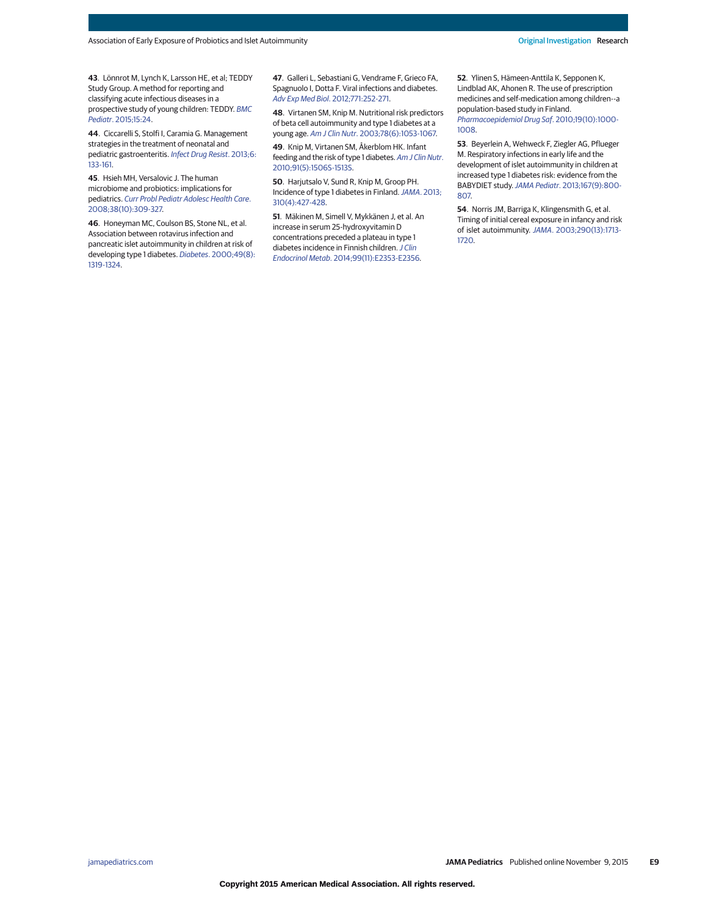**43**. Lönnrot M, Lynch K, Larsson HE, et al; TEDDY Study Group. A method for reporting and classifying acute infectious diseases in a prospective study of young children: TEDDY. *BMC Pediatr*. 2015;15:24.

**44**. Ciccarelli S, Stolfi I, Caramia G. Management strategies in the treatment of neonatal and pediatric gastroenteritis. *Infect Drug Resist*. 2013;6:133-161.

**45**. Hsieh MH, Versalovic J. The human microbiome and probiotics: implications for pediatrics. *Curr Probl Pediatr Adolesc Health Care*. 2008;38(10):309-327.

**46**. Honeyman MC, Coulson BS, Stone NL, et al. Association between rotavirus infection and pancreatic islet autoimmunity in children at risk of developing type 1 diabetes. *Diabetes*. 2000;49(8):1319-1324.

**47**. Galleri L, Sebastiani G, Vendrame F, Grieco FA, Spagnuolo I, Dotta F. Viral infections and diabetes. *Adv Exp Med Biol*. 2012;771:252-271.

**48**. Virtanen SM, Knip M. Nutritional risk predictors of beta cell autoimmunity and type 1 diabetes at a young age. *Am J Clin Nutr*. 2003;78(6):1053-1067.

**49**. Knip M, Virtanen SM, Åkerblom HK. Infant feeding and the risk of type 1 diabetes. *Am J Clin Nutr*. 2010;91(5):1506S-1513S.

**50**. Harjutsalo V, Sund R, Knip M, Groop PH. Incidence of type 1 diabetes in Finland. *JAMA*. 2013;310(4):427-428.

**51**. Mäkinen M, Simell V, Mykkänen J, et al. An increase in serum 25-hydroxyvitamin D concentrations preceded a plateau in type 1 diabetes incidence in Finnish children. *J Clin Endocrinol Metab*. 2014;99(11):E2353-E2356.

**52**. Ylinen S, Hämeen-Anttila K, Sepponen K, Lindblad AK, Ahonen R. The use of prescription medicines and self-medication among children--a population-based study in Finland. *Pharmacoepidemiol Drug Saf*. 2010;19(10):1000-1008.

**53**. Beyerlein A, Wehweck F, Ziegler AG, Pflueger M. Respiratory infections in early life and the development of islet autoimmunity in children at increased type 1 diabetes risk: evidence from the BABYDIET study. *JAMA Pediatr*. 2013;167(9):800-807.

**54**. Norris JM, Barriga K, Klingensmith G, et al. Timing of initial cereal exposure in infancy and risk of islet autoimmunity. *JAMA*. 2003;290(13):1713-1720.